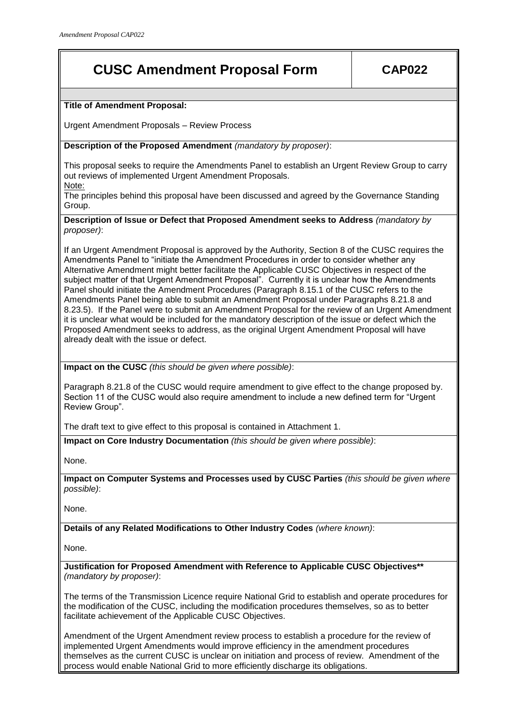# CUSC Amendment Proposal Form — CAP022

**Title of Amendment Proposal:**

Urgent Amendment Proposals – Review Process

**Description of the Proposed Amendment** *(mandatory by proposer)*:

This proposal seeks to require the Amendments Panel to establish an Urgent Review Group to carry out reviews of implemented Urgent Amendment Proposals.

Note:

The principles behind this proposal have been discussed and agreed by the Governance Standing Group.

**Description of Issue or Defect that Proposed Amendment seeks to Address** *(mandatory by proposer)*:

If an Urgent Amendment Proposal is approved by the Authority, Section 8 of the CUSC requires the Amendments Panel to "initiate the Amendment Procedures in order to consider whether any Alternative Amendment might better facilitate the Applicable CUSC Objectives in respect of the subject matter of that Urgent Amendment Proposal". Currently it is unclear how the Amendments Panel should initiate the Amendment Procedures (Paragraph 8.15.1 of the CUSC refers to the Amendments Panel being able to submit an Amendment Proposal under Paragraphs 8.21.8 and 8.23.5). If the Panel were to submit an Amendment Proposal for the review of an Urgent Amendment it is unclear what would be included for the mandatory description of the issue or defect which the Proposed Amendment seeks to address, as the original Urgent Amendment Proposal will have already dealt with the issue or defect.

**Impact on the CUSC** *(this should be given where possible)*:

Paragraph 8.21.8 of the CUSC would require amendment to give effect to the change proposed by. Section 11 of the CUSC would also require amendment to include a new defined term for "Urgent Review Group".

The draft text to give effect to this proposal is contained in Attachment 1.

**Impact on Core Industry Documentation** *(this should be given where possible)*:

None.

**Impact on Computer Systems and Processes used by CUSC Parties** *(this should be given where possible)*:

None.

**Details of any Related Modifications to Other Industry Codes** *(where known)*:

None.

**Justification for Proposed Amendment with Reference to Applicable CUSC Objectives**** *(mandatory by proposer)*:

The terms of the Transmission Licence require National Grid to establish and operate procedures for the modification of the CUSC, including the modification procedures themselves, so as to better facilitate achievement of the Applicable CUSC Objectives.

Amendment of the Urgent Amendment review process to establish a procedure for the review of implemented Urgent Amendments would improve efficiency in the amendment procedures themselves as the current CUSC is unclear on initiation and process of review. Amendment of the process would enable National Grid to more efficiently discharge its obligations.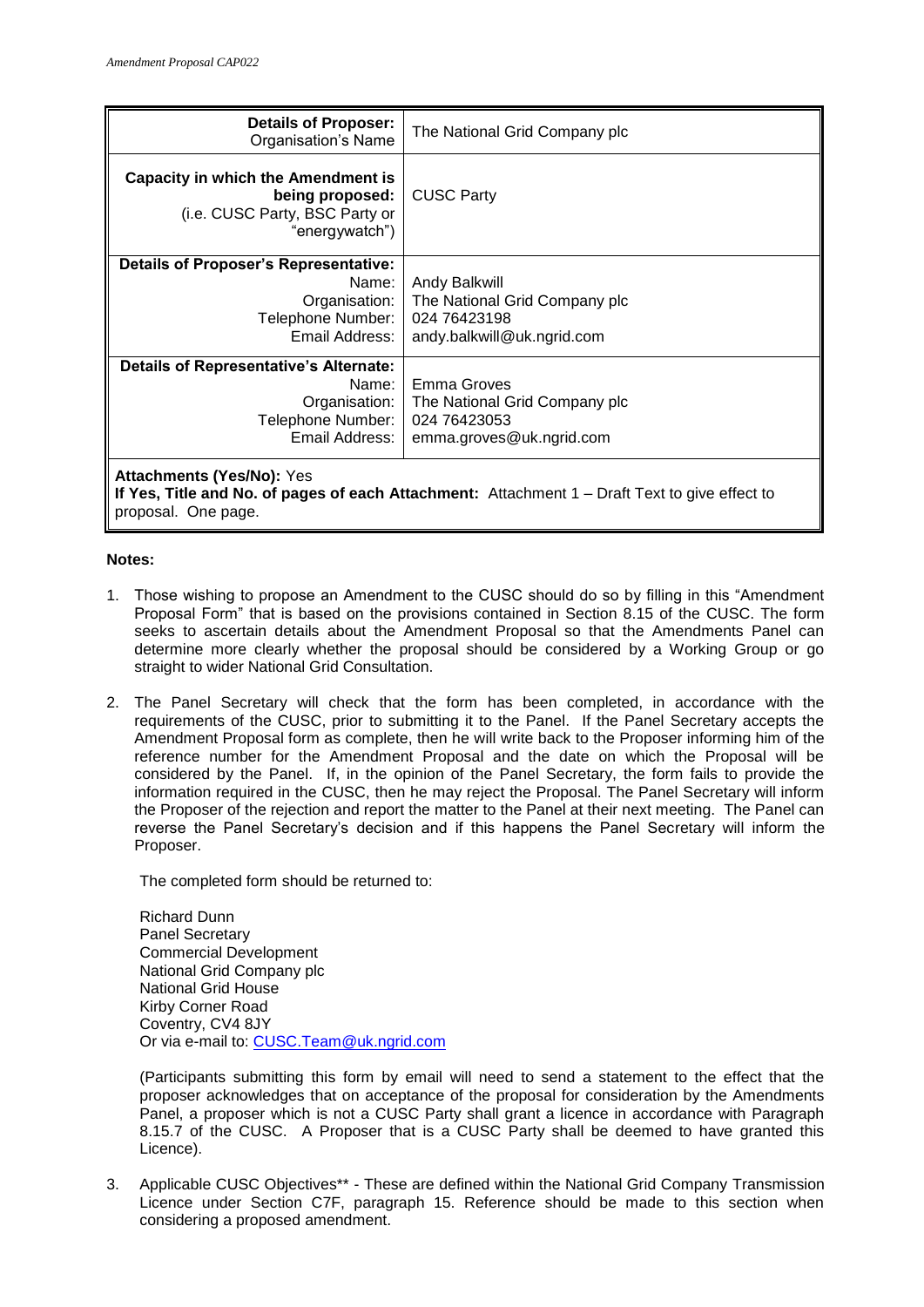| **Details of Proposer:** Organisation's Name | The National Grid Company plc |
| --- | --- |
| **Capacity in which the Amendment is being proposed:** (i.e. CUSC Party, BSC Party or "energywatch") | CUSC Party |
| **Details of Proposer's Representative:** Name: Organisation: Telephone Number: Email Address: | Andy Balkwill The National Grid Company plc 024 76423198 andy.balkwill@uk.ngrid.com |
| **Details of Representative's Alternate:** Name: Organisation: Telephone Number: Email Address: | Emma Groves The National Grid Company plc 024 76423053 emma.groves@uk.ngrid.com |
| **Attachments (Yes/No):** Yes **If Yes, Title and No. of pages of each Attachment:** Attachment 1 – Draft Text to give effect to proposal. One page. | |

**Notes:**

1. Those wishing to propose an Amendment to the CUSC should do so by filling in this "Amendment Proposal Form" that is based on the provisions contained in Section 8.15 of the CUSC. The form seeks to ascertain details about the Amendment Proposal so that the Amendments Panel can determine more clearly whether the proposal should be considered by a Working Group or go straight to wider National Grid Consultation.

2. The Panel Secretary will check that the form has been completed, in accordance with the requirements of the CUSC, prior to submitting it to the Panel. If the Panel Secretary accepts the Amendment Proposal form as complete, then he will write back to the Proposer informing him of the reference number for the Amendment Proposal and the date on which the Proposal will be considered by the Panel. If, in the opinion of the Panel Secretary, the form fails to provide the information required in the CUSC, then he may reject the Proposal. The Panel Secretary will inform the Proposer of the rejection and report the matter to the Panel at their next meeting. The Panel can reverse the Panel Secretary's decision and if this happens the Panel Secretary will inform the Proposer.

   The completed form should be returned to:

   Richard Dunn
   Panel Secretary
   Commercial Development
   National Grid Company plc
   National Grid House
   Kirby Corner Road
   Coventry, CV4 8JY
   Or via e-mail to: CUSC.Team@uk.ngrid.com

   (Participants submitting this form by email will need to send a statement to the effect that the proposer acknowledges that on acceptance of the proposal for consideration by the Amendments Panel, a proposer which is not a CUSC Party shall grant a licence in accordance with Paragraph 8.15.7 of the CUSC. A Proposer that is a CUSC Party shall be deemed to have granted this Licence).

3. Applicable CUSC Objectives** - These are defined within the National Grid Company Transmission Licence under Section C7F, paragraph 15. Reference should be made to this section when considering a proposed amendment.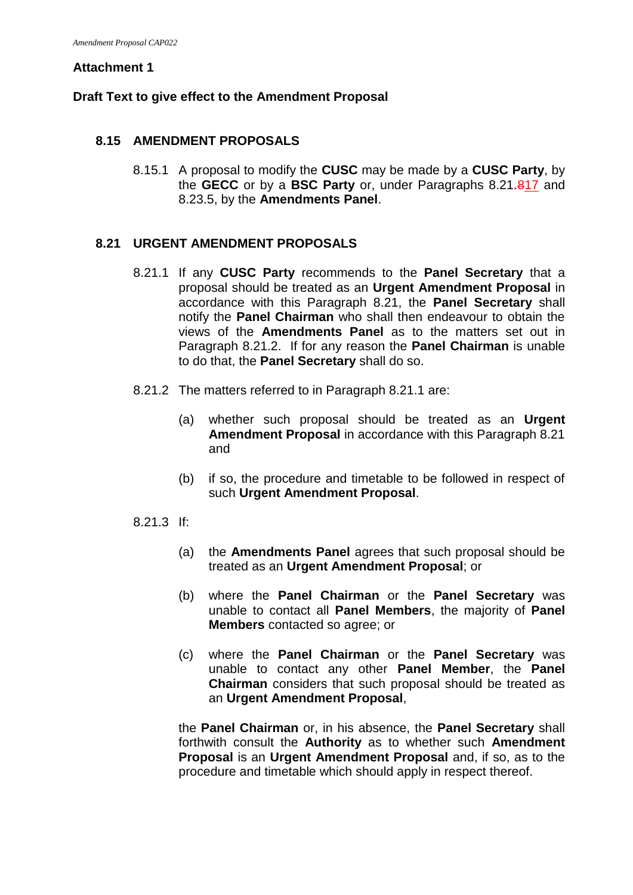**Attachment 1**

**Draft Text to give effect to the Amendment Proposal**

## 8.15 AMENDMENT PROPOSALS

8.15.1 A proposal to modify the **CUSC** may be made by a **CUSC Party**, by the **GECC** or by a **BSC Party** or, under Paragraphs 8.21.~~8~~17 and 8.23.5, by the **Amendments Panel**.

## 8.21 URGENT AMENDMENT PROPOSALS

8.21.1 If any **CUSC Party** recommends to the **Panel Secretary** that a proposal should be treated as an **Urgent Amendment Proposal** in accordance with this Paragraph 8.21, the **Panel Secretary** shall notify the **Panel Chairman** who shall then endeavour to obtain the views of the **Amendments Panel** as to the matters set out in Paragraph 8.21.2. If for any reason the **Panel Chairman** is unable to do that, the **Panel Secretary** shall do so.

8.21.2 The matters referred to in Paragraph 8.21.1 are:

(a) whether such proposal should be treated as an **Urgent Amendment Proposal** in accordance with this Paragraph 8.21 and

(b) if so, the procedure and timetable to be followed in respect of such **Urgent Amendment Proposal**.

8.21.3 If:

(a) the **Amendments Panel** agrees that such proposal should be treated as an **Urgent Amendment Proposal**; or

(b) where the **Panel Chairman** or the **Panel Secretary** was unable to contact all **Panel Members**, the majority of **Panel Members** contacted so agree; or

(c) where the **Panel Chairman** or the **Panel Secretary** was unable to contact any other **Panel Member**, the **Panel Chairman** considers that such proposal should be treated as an **Urgent Amendment Proposal**,

the **Panel Chairman** or, in his absence, the **Panel Secretary** shall forthwith consult the **Authority** as to whether such **Amendment Proposal** is an **Urgent Amendment Proposal** and, if so, as to the procedure and timetable which should apply in respect thereof.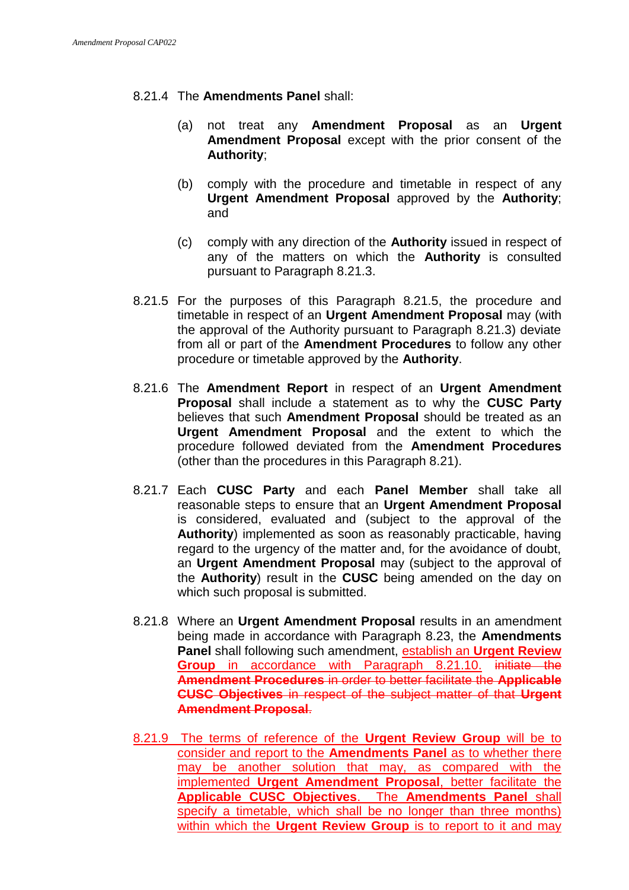8.21.4 The **Amendments Panel** shall:

(a) not treat any **Amendment Proposal** as an **Urgent Amendment Proposal** except with the prior consent of the **Authority**;

(b) comply with the procedure and timetable in respect of any **Urgent Amendment Proposal** approved by the **Authority**; and

(c) comply with any direction of the **Authority** issued in respect of any of the matters on which the **Authority** is consulted pursuant to Paragraph 8.21.3.

8.21.5 For the purposes of this Paragraph 8.21.5, the procedure and timetable in respect of an **Urgent Amendment Proposal** may (with the approval of the Authority pursuant to Paragraph 8.21.3) deviate from all or part of the **Amendment Procedures** to follow any other procedure or timetable approved by the **Authority**.

8.21.6 The **Amendment Report** in respect of an **Urgent Amendment Proposal** shall include a statement as to why the **CUSC Party** believes that such **Amendment Proposal** should be treated as an **Urgent Amendment Proposal** and the extent to which the procedure followed deviated from the **Amendment Procedures** (other than the procedures in this Paragraph 8.21).

8.21.7 Each **CUSC Party** and each **Panel Member** shall take all reasonable steps to ensure that an **Urgent Amendment Proposal** is considered, evaluated and (subject to the approval of the **Authority**) implemented as soon as reasonably practicable, having regard to the urgency of the matter and, for the avoidance of doubt, an **Urgent Amendment Proposal** may (subject to the approval of the **Authority**) result in the **CUSC** being amended on the day on which such proposal is submitted.

8.21.8 Where an **Urgent Amendment Proposal** results in an amendment being made in accordance with Paragraph 8.23, the **Amendments Panel** shall following such amendment, <ins>establish an **Urgent Review Group** in accordance with Paragraph 8.21.10.</ins> ~~initiate the **Amendment Procedures** in order to better facilitate the **Applicable CUSC Objectives** in respect of the subject matter of that **Urgent Amendment Proposal**~~.

<ins>8.21.9 The terms of reference of the **Urgent Review Group** will be to consider and report to the **Amendments Panel** as to whether there may be another solution that may, as compared with the implemented **Urgent Amendment Proposal**, better facilitate the **Applicable CUSC Objectives**. The **Amendments Panel** shall specify a timetable, which shall be no longer than three months) within which the **Urgent Review Group** is to report to it and may</ins>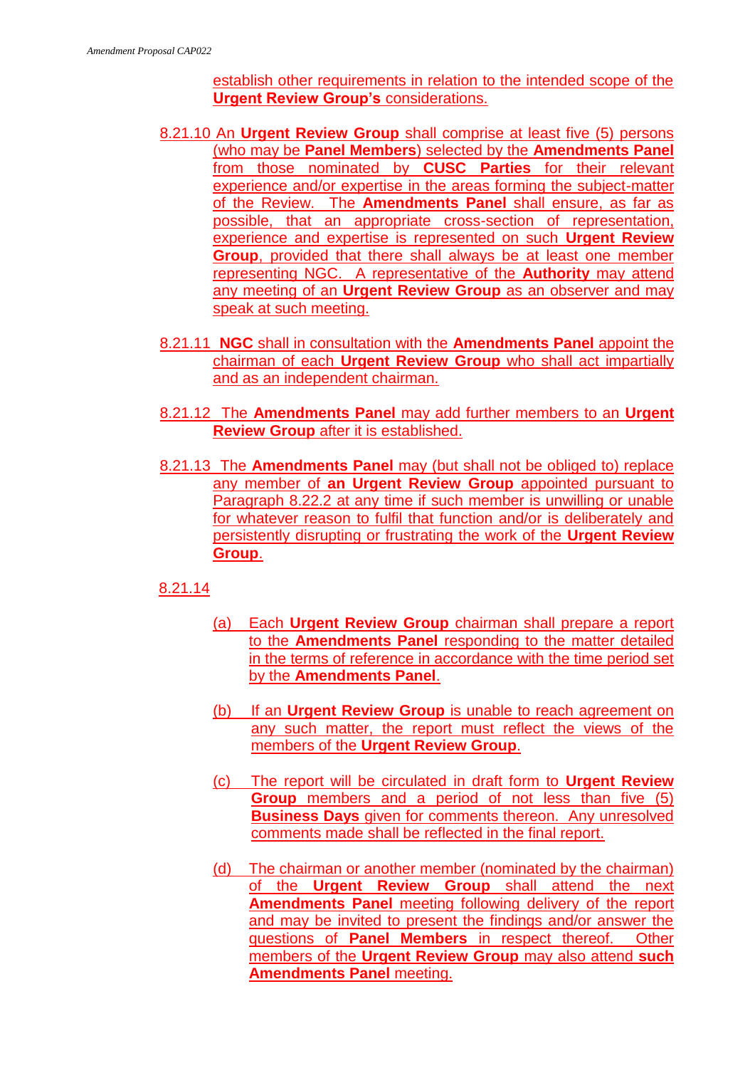establish other requirements in relation to the intended scope of the **Urgent Review Group's** considerations.

8.21.10 An **Urgent Review Group** shall comprise at least five (5) persons (who may be **Panel Members**) selected by the **Amendments Panel** from those nominated by **CUSC Parties** for their relevant experience and/or expertise in the areas forming the subject-matter of the Review. The **Amendments Panel** shall ensure, as far as possible, that an appropriate cross-section of representation, experience and expertise is represented on such **Urgent Review Group**, provided that there shall always be at least one member representing NGC. A representative of the **Authority** may attend any meeting of an **Urgent Review Group** as an observer and may speak at such meeting.

8.21.11 **NGC** shall in consultation with the **Amendments Panel** appoint the chairman of each **Urgent Review Group** who shall act impartially and as an independent chairman.

8.21.12 The **Amendments Panel** may add further members to an **Urgent Review Group** after it is established.

8.21.13 The **Amendments Panel** may (but shall not be obliged to) replace any member of **an Urgent Review Group** appointed pursuant to Paragraph 8.22.2 at any time if such member is unwilling or unable for whatever reason to fulfil that function and/or is deliberately and persistently disrupting or frustrating the work of the **Urgent Review Group**.

8.21.14

(a) Each **Urgent Review Group** chairman shall prepare a report to the **Amendments Panel** responding to the matter detailed in the terms of reference in accordance with the time period set by the **Amendments Panel**.

(b) If an **Urgent Review Group** is unable to reach agreement on any such matter, the report must reflect the views of the members of the **Urgent Review Group**.

(c) The report will be circulated in draft form to **Urgent Review Group** members and a period of not less than five (5) **Business Days** given for comments thereon. Any unresolved comments made shall be reflected in the final report.

(d) The chairman or another member (nominated by the chairman) of the **Urgent Review Group** shall attend the next **Amendments Panel** meeting following delivery of the report and may be invited to present the findings and/or answer the questions of **Panel Members** in respect thereof. Other members of the **Urgent Review Group** may also attend **such Amendments Panel** meeting.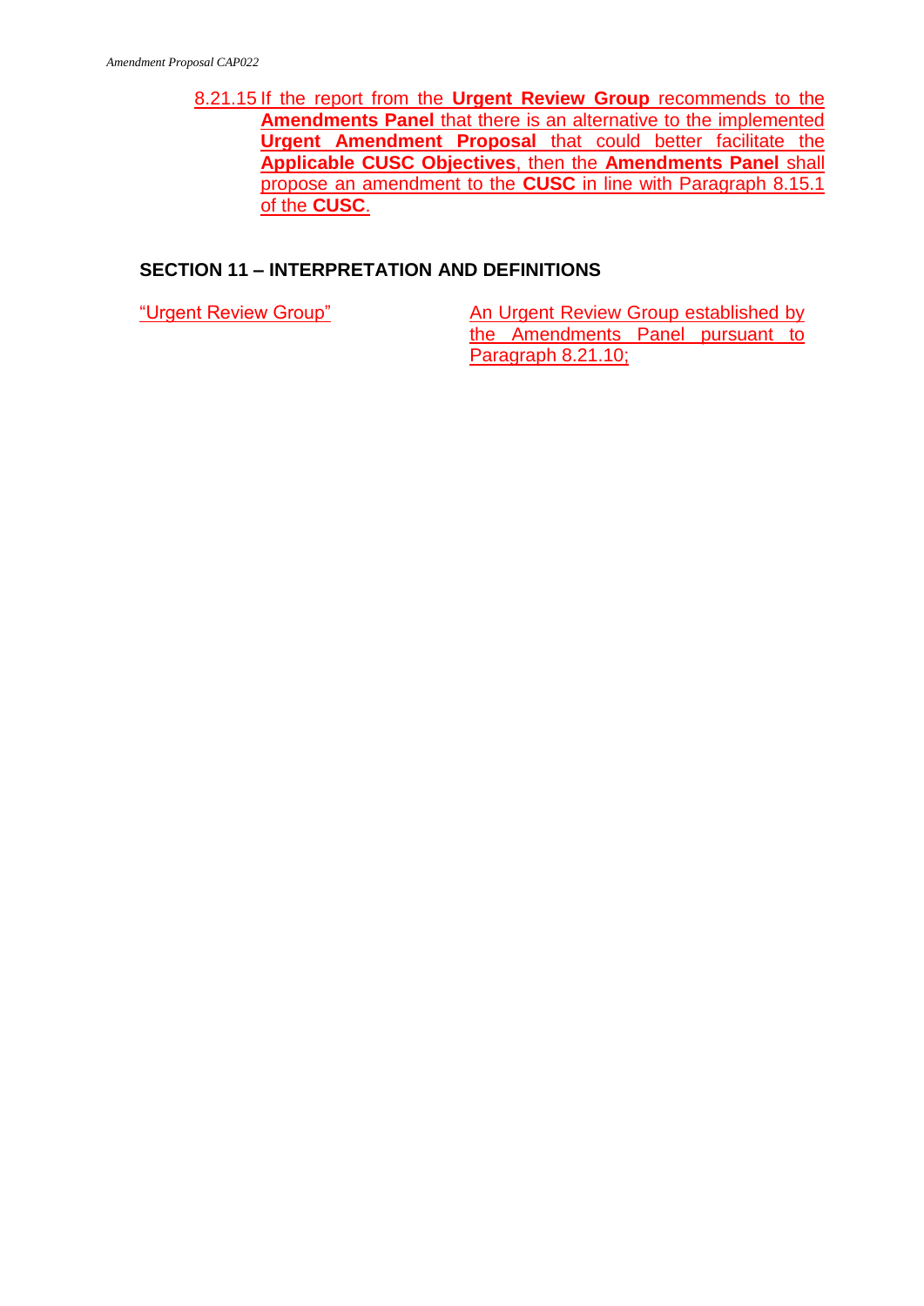8.21.15 If the report from the **Urgent Review Group** recommends to the **Amendments Panel** that there is an alternative to the implemented **Urgent Amendment Proposal** that could better facilitate the **Applicable CUSC Objectives**, then the **Amendments Panel** shall propose an amendment to the **CUSC** in line with Paragraph 8.15.1 of the **CUSC**.

## SECTION 11 – INTERPRETATION AND DEFINITIONS

| | |
|---|---|
| "Urgent Review Group" | An Urgent Review Group established by the Amendments Panel pursuant to Paragraph 8.21.10; |